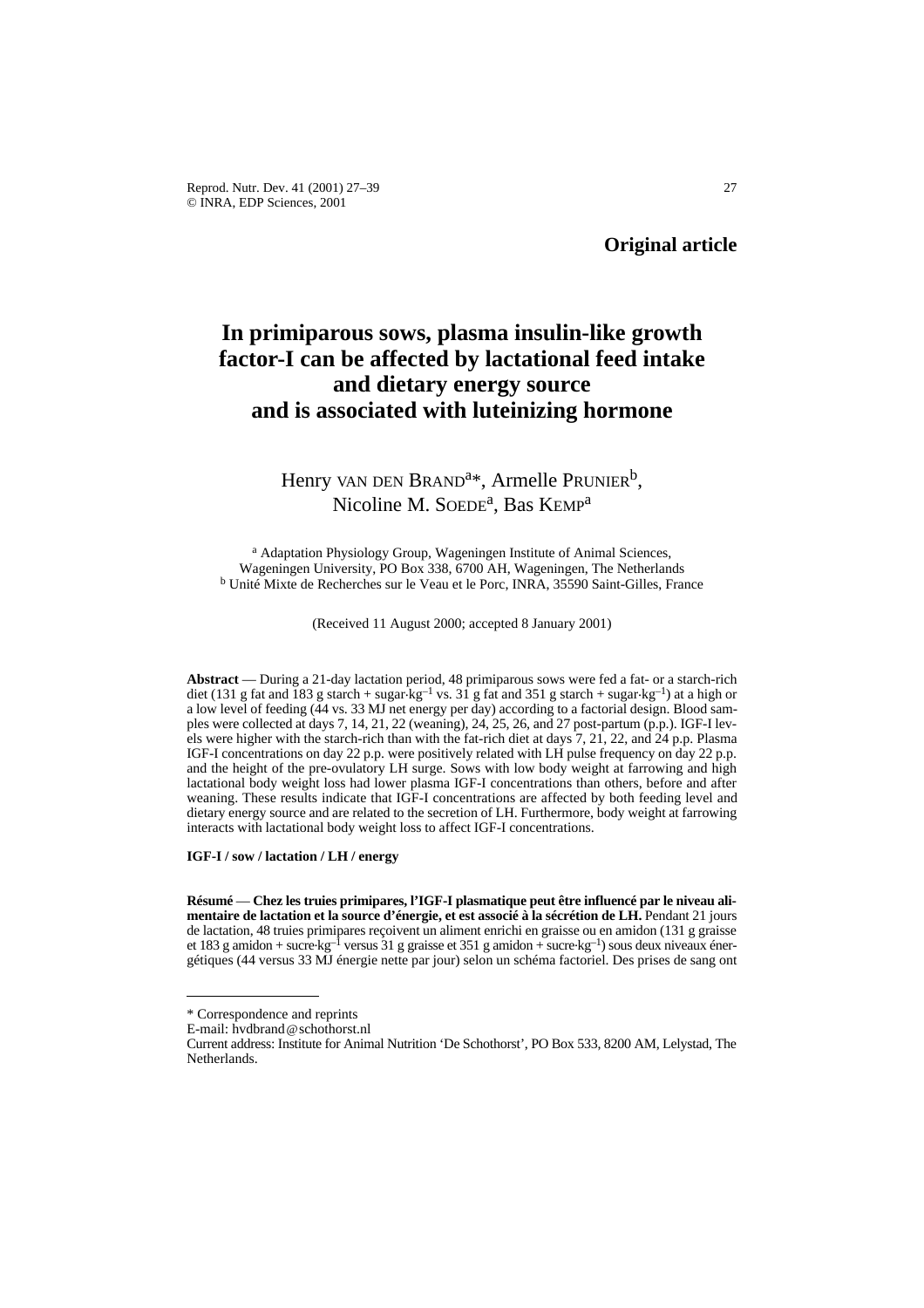**Original article**

# In primiparous sows, plasma insulin-like growth factor-I can be affected by lactational feed intake and dietary energy source and is associated with luteinizing hormone

Henry VAN DEN BRAND[a]*, Armelle PRUNIER[b], Nicoline M. SOEDE[a], Bas KEMP[a]

[a] Adaptation Physiology Group, Wageningen Institute of Animal Sciences, Wageningen University, PO Box 338, 6700 AH, Wageningen, The Netherlands
[b] Unité Mixte de Recherches sur le Veau et le Porc, INRA, 35590 Saint-Gilles, France

(Received 11 August 2000; accepted 8 January 2001)

**Abstract** — During a 21-day lactation period, 48 primiparous sows were fed a fat- or a starch-rich diet (131 g fat and 183 g starch + sugar·kg$^{-1}$ vs. 31 g fat and 351 g starch + sugar·kg$^{-1}$) at a high or a low level of feeding (44 vs. 33 MJ net energy per day) according to a factorial design. Blood samples were collected at days 7, 14, 21, 22 (weaning), 24, 25, 26, and 27 post-partum (p.p.). IGF-I levels were higher with the starch-rich than with the fat-rich diet at days 7, 21, 22, and 24 p.p. Plasma IGF-I concentrations on day 22 p.p. were positively related with LH pulse frequency on day 22 p.p. and the height of the pre-ovulatory LH surge. Sows with low body weight at farrowing and high lactational body weight loss had lower plasma IGF-I concentrations than others, before and after weaning. These results indicate that IGF-I concentrations are affected by both feeding level and dietary energy source and are related to the secretion of LH. Furthermore, body weight at farrowing interacts with lactational body weight loss to affect IGF-I concentrations.

**IGF-I / sow / lactation / LH / energy**

**Résumé** — **Chez les truies primipares, l'IGF-I plasmatique peut être influencé par le niveau alimentaire de lactation et la source d'énergie, et est associé à la sécrétion de LH.** Pendant 21 jours de lactation, 48 truies primipares reçoivent un aliment enrichi en graisse ou en amidon (131 g graisse et 183 g amidon + sucre·kg$^{-1}$ versus 31 g graisse et 351 g amidon + sucre·kg$^{-1}$) sous deux niveaux énergétiques (44 versus 33 MJ énergie nette par jour) selon un schéma factoriel. Des prises de sang ont

---

\* Correspondence and reprints
E-mail: hvdbrand@schothorst.nl
Current address: Institute for Animal Nutrition 'De Schothorst', PO Box 533, 8200 AM, Lelystad, The Netherlands.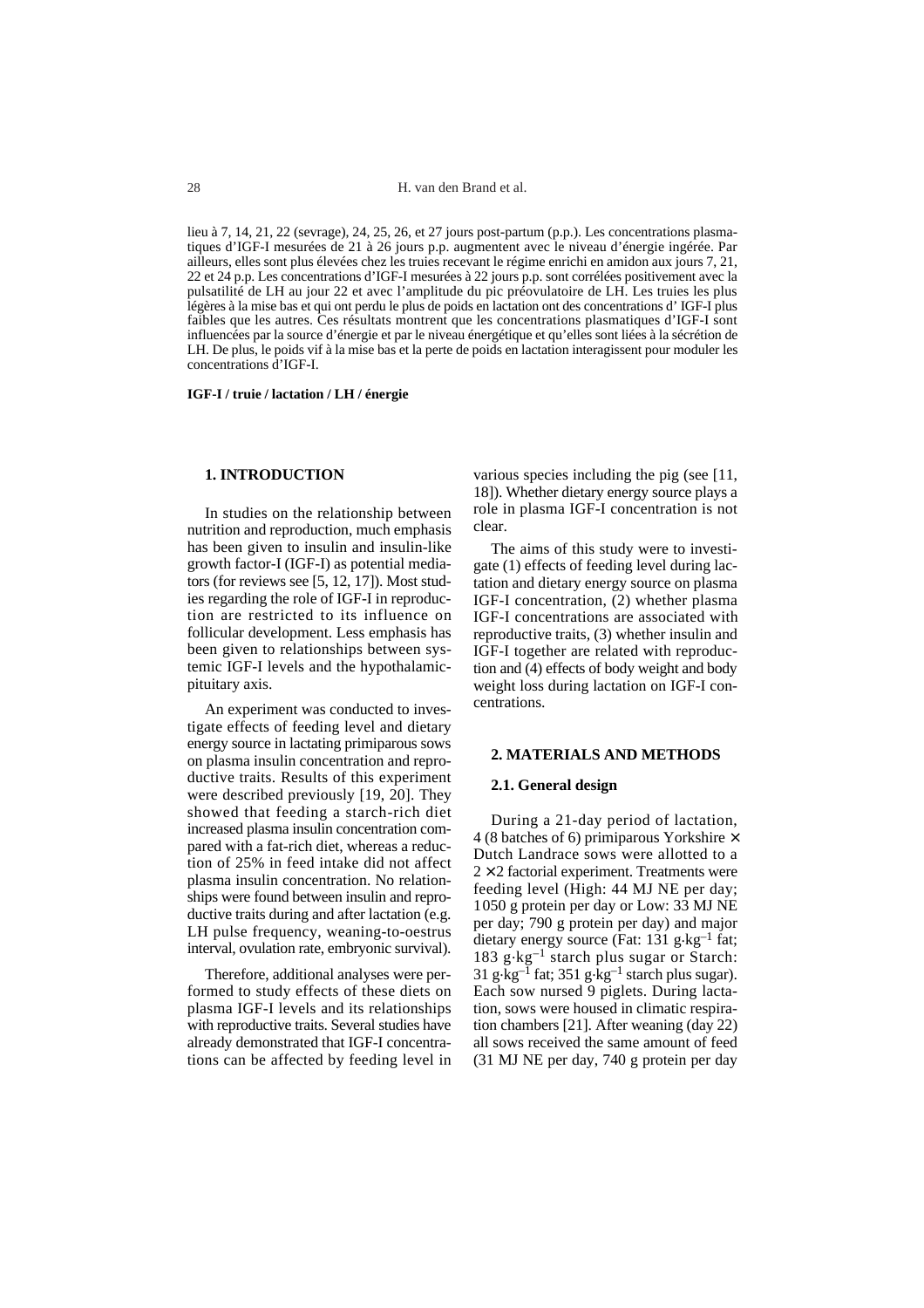lieu à 7, 14, 21, 22 (sevrage), 24, 25, 26, et 27 jours post-partum (p.p.). Les concentrations plasmatiques d'IGF-I mesurées de 21 à 26 jours p.p. augmentent avec le niveau d'énergie ingérée. Par ailleurs, elles sont plus élevées chez les truies recevant le régime enrichi en amidon aux jours 7, 21, 22 et 24 p.p. Les concentrations d'IGF-I mesurées à 22 jours p.p. sont corrélées positivement avec la pulsatilité de LH au jour 22 et avec l'amplitude du pic préovulatoire de LH. Les truies les plus légères à la mise bas et qui ont perdu le plus de poids en lactation ont des concentrations d' IGF-I plus faibles que les autres. Ces résultats montrent que les concentrations plasmatiques d'IGF-I sont influencées par la source d'énergie et par le niveau énergétique et qu'elles sont liées à la sécrétion de LH. De plus, le poids vif à la mise bas et la perte de poids en lactation interagissent pour moduler les concentrations d'IGF-I.

**IGF-I / truie / lactation / LH / énergie**

## 1. INTRODUCTION

In studies on the relationship between nutrition and reproduction, much emphasis has been given to insulin and insulin-like growth factor-I (IGF-I) as potential mediators (for reviews see [5, 12, 17]). Most studies regarding the role of IGF-I in reproduction are restricted to its influence on follicular development. Less emphasis has been given to relationships between systemic IGF-I levels and the hypothalamic-pituitary axis.

An experiment was conducted to investigate effects of feeding level and dietary energy source in lactating primiparous sows on plasma insulin concentration and reproductive traits. Results of this experiment were described previously [19, 20]. They showed that feeding a starch-rich diet increased plasma insulin concentration compared with a fat-rich diet, whereas a reduction of 25% in feed intake did not affect plasma insulin concentration. No relationships were found between insulin and reproductive traits during and after lactation (e.g. LH pulse frequency, weaning-to-oestrus interval, ovulation rate, embryonic survival).

Therefore, additional analyses were performed to study effects of these diets on plasma IGF-I levels and its relationships with reproductive traits. Several studies have already demonstrated that IGF-I concentrations can be affected by feeding level in various species including the pig (see [11, 18]). Whether dietary energy source plays a role in plasma IGF-I concentration is not clear.

The aims of this study were to investigate (1) effects of feeding level during lactation and dietary energy source on plasma IGF-I concentration, (2) whether plasma IGF-I concentrations are associated with reproductive traits, (3) whether insulin and IGF-I together are related with reproduction and (4) effects of body weight and body weight loss during lactation on IGF-I concentrations.

## 2. MATERIALS AND METHODS

### 2.1. General design

During a 21-day period of lactation, 4 (8 batches of 6) primiparous Yorkshire × Dutch Landrace sows were allotted to a 2 × 2 factorial experiment. Treatments were feeding level (High: 44 MJ NE per day; 1050 g protein per day or Low: 33 MJ NE per day; 790 g protein per day) and major dietary energy source (Fat: 131 $g \cdot kg^{-1}$ fat; 183 $g \cdot kg^{-1}$ starch plus sugar or Starch: 31 $g \cdot kg^{-1}$ fat; 351 $g \cdot kg^{-1}$ starch plus sugar). Each sow nursed 9 piglets. During lactation, sows were housed in climatic respiration chambers [21]. After weaning (day 22) all sows received the same amount of feed (31 MJ NE per day, 740 g protein per day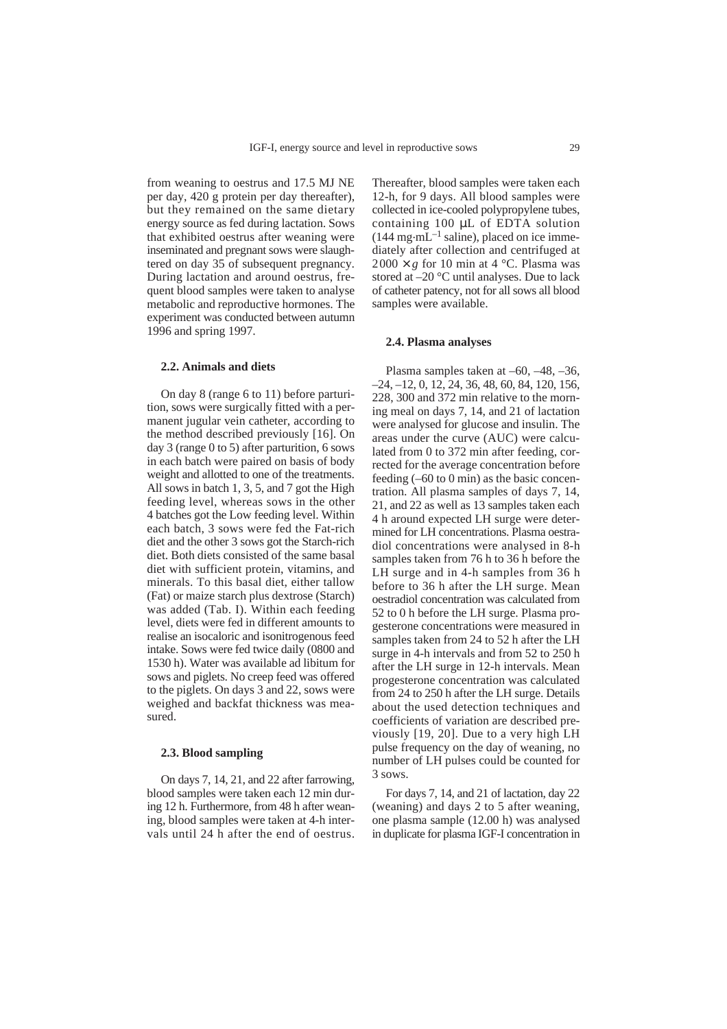from weaning to oestrus and 17.5 MJ NE per day, 420 g protein per day thereafter), but they remained on the same dietary energy source as fed during lactation. Sows that exhibited oestrus after weaning were inseminated and pregnant sows were slaughtered on day 35 of subsequent pregnancy. During lactation and around oestrus, frequent blood samples were taken to analyse metabolic and reproductive hormones. The experiment was conducted between autumn 1996 and spring 1997.

### 2.2. Animals and diets

On day 8 (range 6 to 11) before parturition, sows were surgically fitted with a permanent jugular vein catheter, according to the method described previously [16]. On day 3 (range 0 to 5) after parturition, 6 sows in each batch were paired on basis of body weight and allotted to one of the treatments. All sows in batch 1, 3, 5, and 7 got the High feeding level, whereas sows in the other 4 batches got the Low feeding level. Within each batch, 3 sows were fed the Fat-rich diet and the other 3 sows got the Starch-rich diet. Both diets consisted of the same basal diet with sufficient protein, vitamins, and minerals. To this basal diet, either tallow (Fat) or maize starch plus dextrose (Starch) was added (Tab. I). Within each feeding level, diets were fed in different amounts to realise an isocaloric and isonitrogenous feed intake. Sows were fed twice daily (0800 and 1530 h). Water was available ad libitum for sows and piglets. No creep feed was offered to the piglets. On days 3 and 22, sows were weighed and backfat thickness was measured.

### 2.3. Blood sampling

On days 7, 14, 21, and 22 after farrowing, blood samples were taken each 12 min during 12 h. Furthermore, from 48 h after weaning, blood samples were taken at 4-h intervals until 24 h after the end of oestrus. Thereafter, blood samples were taken each 12-h, for 9 days. All blood samples were collected in ice-cooled polypropylene tubes, containing 100 μL of EDTA solution (144 $mg \cdot mL^{-1}$ saline), placed on ice immediately after collection and centrifuged at $2000 \times g$ for 10 min at 4 °C. Plasma was stored at –20 °C until analyses. Due to lack of catheter patency, not for all sows all blood samples were available.

### 2.4. Plasma analyses

Plasma samples taken at –60, –48, –36, –24, –12, 0, 12, 24, 36, 48, 60, 84, 120, 156, 228, 300 and 372 min relative to the morning meal on days 7, 14, and 21 of lactation were analysed for glucose and insulin. The areas under the curve (AUC) were calculated from 0 to 372 min after feeding, corrected for the average concentration before feeding (–60 to 0 min) as the basic concentration. All plasma samples of days 7, 14, 21, and 22 as well as 13 samples taken each 4 h around expected LH surge were determined for LH concentrations. Plasma oestradiol concentrations were analysed in 8-h samples taken from 76 h to 36 h before the LH surge and in 4-h samples from 36 h before to 36 h after the LH surge. Mean oestradiol concentration was calculated from 52 to 0 h before the LH surge. Plasma progesterone concentrations were measured in samples taken from 24 to 52 h after the LH surge in 4-h intervals and from 52 to 250 h after the LH surge in 12-h intervals. Mean progesterone concentration was calculated from 24 to 250 h after the LH surge. Details about the used detection techniques and coefficients of variation are described previously [19, 20]. Due to a very high LH pulse frequency on the day of weaning, no number of LH pulses could be counted for 3 sows.

For days 7, 14, and 21 of lactation, day 22 (weaning) and days 2 to 5 after weaning, one plasma sample (12.00 h) was analysed in duplicate for plasma IGF-I concentration in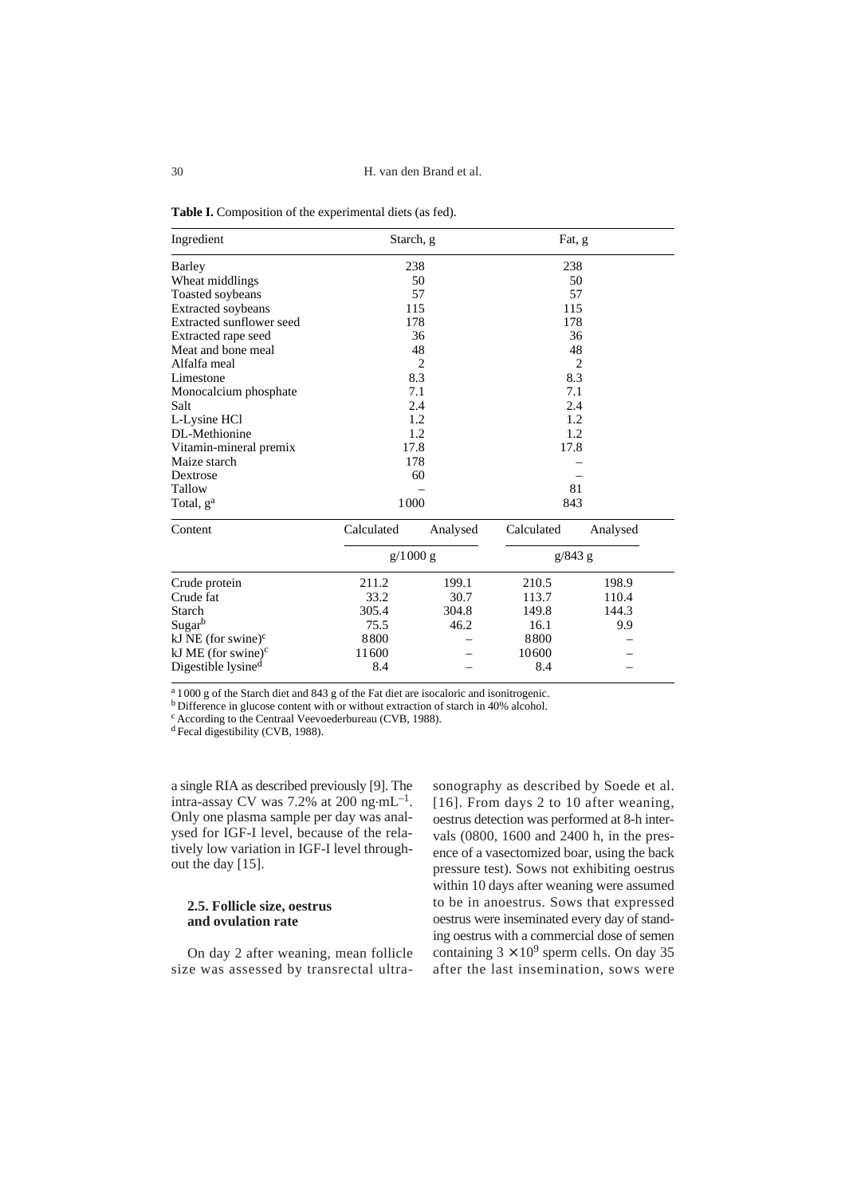**Table I.** Composition of the experimental diets (as fed).

| Ingredient | Starch, g | | Fat, g | |
|---|---|---|---|---|
| Barley | 238 | | 238 | |
| Wheat middlings | 50 | | 50 | |
| Toasted soybeans | 57 | | 57 | |
| Extracted soybeans | 115 | | 115 | |
| Extracted sunflower seed | 178 | | 178 | |
| Extracted rape seed | 36 | | 36 | |
| Meat and bone meal | 48 | | 48 | |
| Alfalfa meal | 2 | | 2 | |
| Limestone | 8.3 | | 8.3 | |
| Monocalcium phosphate | 7.1 | | 7.1 | |
| Salt | 2.4 | | 2.4 | |
| L-Lysine HCl | 1.2 | | 1.2 | |
| DL-Methionine | 1.2 | | 1.2 | |
| Vitamin-mineral premix | 17.8 | | 17.8 | |
| Maize starch | 178 | | – | |
| Dextrose | 60 | | – | |
| Tallow | – | | 81 | |
| Total, g[a] | 1000 | | 843 | |
| **Content** | **Calculated** | **Analysed** | **Calculated** | **Analysed** |
| | g/1000 g | | g/843 g | |
| Crude protein | 211.2 | 199.1 | 210.5 | 198.9 |
| Crude fat | 33.2 | 30.7 | 113.7 | 110.4 |
| Starch | 305.4 | 304.8 | 149.8 | 144.3 |
| Sugar[b] | 75.5 | 46.2 | 16.1 | 9.9 |
| kJ NE (for swine)[c] | 8800 | – | 8800 | – |
| kJ ME (for swine)[c] | 11600 | – | 10600 | – |
| Digestible lysine[d] | 8.4 | – | 8.4 | – |

[a] 1000 g of the Starch diet and 843 g of the Fat diet are isocaloric and isonitrogenic.
[b] Difference in glucose content with or without extraction of starch in 40% alcohol.
[c] According to the Centraal Veevoederbureau (CVB, 1988).
[d] Fecal digestibility (CVB, 1988).

a single RIA as described previously [9]. The intra-assay CV was 7.2% at 200 $ng \cdot mL^{-1}$. Only one plasma sample per day was analysed for IGF-I level, because of the relatively low variation in IGF-I level throughout the day [15].

### 2.5. Follicle size, oestrus and ovulation rate

On day 2 after weaning, mean follicle size was assessed by transrectal ultrasonography as described by Soede et al. [16]. From days 2 to 10 after weaning, oestrus detection was performed at 8-h intervals (0800, 1600 and 2400 h, in the presence of a vasectomized boar, using the back pressure test). Sows not exhibiting oestrus within 10 days after weaning were assumed to be in anoestrus. Sows that expressed oestrus were inseminated every day of standing oestrus with a commercial dose of semen containing $3 \times 10^9$ sperm cells. On day 35 after the last insemination, sows were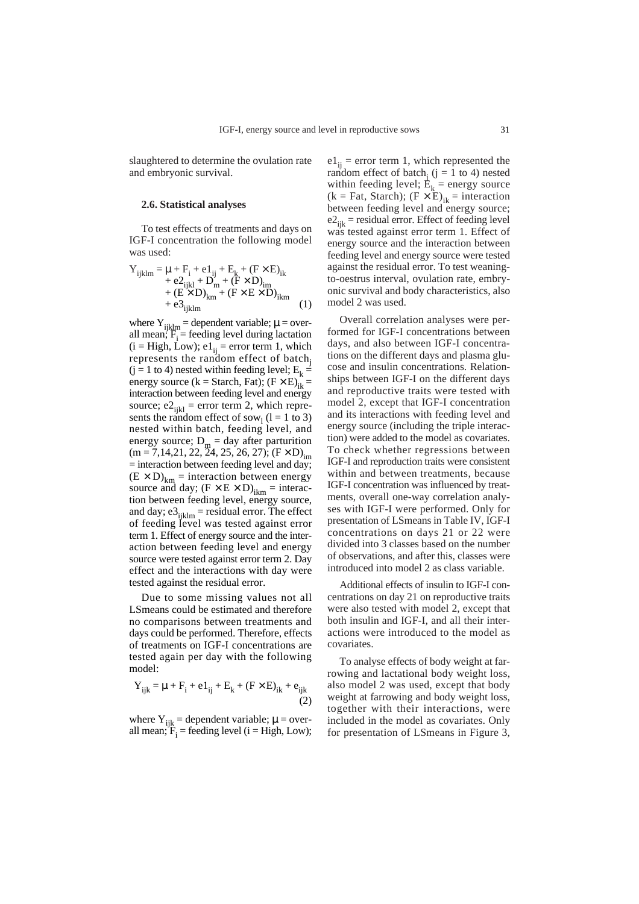slaughtered to determine the ovulation rate and embryonic survival.

### 2.6. Statistical analyses

To test effects of treatments and days on IGF-I concentration the following model was used:

$$Y_{ijklm} = \mu + F_i + e1_{ij} + E_k + (F \times E)_{ik} + e2_{ijkl} + D_m + (F \times D)_{im} + (E \times D)_{km} + (F \times E \times D)_{ikm} + e3_{ijklm} \quad (1)$$

where $Y_{ijklm}$ = dependent variable; $\mu$ = overall mean; $F_i$ = feeding level during lactation (i = High, Low); $e1_{ij}$ = error term 1, which represents the random effect of batch$_j$ (j = 1 to 4) nested within feeding level; $E_k$ = energy source (k = Starch, Fat); $(F \times E)_{ik}$ = interaction between feeding level and energy source; $e2_{ijkl}$ = error term 2, which represents the random effect of sow$_l$ (l = 1 to 3) nested within batch, feeding level, and energy source; $D_m$ = day after parturition (m = 7,14,21, 22, 24, 25, 26, 27); $(F \times D)_{im}$ = interaction between feeding level and day; $(E \times D)_{km}$ = interaction between energy source and day; $(F \times E \times D)_{ikm}$ = interaction between feeding level, energy source, and day; $e3_{ijklm}$ = residual error. The effect of feeding level was tested against error term 1. Effect of energy source and the interaction between feeding level and energy source were tested against error term 2. Day effect and the interactions with day were tested against the residual error.

Due to some missing values not all LSmeans could be estimated and therefore no comparisons between treatments and days could be performed. Therefore, effects of treatments on IGF-I concentrations are tested again per day with the following model:

$$Y_{ijk} = \mu + F_i + e1_{ij} + E_k + (F \times E)_{ik} + e_{ijk} \quad (2)$$

where $Y_{ijk}$ = dependent variable; $\mu$ = overall mean; $F_i$ = feeding level (i = High, Low); $e1_{ij}$ = error term 1, which represented the random effect of batch$_j$ (j = 1 to 4) nested within feeding level; $E_k$ = energy source (k = Fat, Starch); $(F \times E)_{ik}$ = interaction between feeding level and energy source; $e2_{ijk}$ = residual error. Effect of feeding level was tested against error term 1. Effect of energy source and the interaction between feeding level and energy source were tested against the residual error. To test weaning-to-oestrus interval, ovulation rate, embryonic survival and body characteristics, also model 2 was used.

Overall correlation analyses were performed for IGF-I concentrations between days, and also between IGF-I concentrations on the different days and plasma glucose and insulin concentrations. Relationships between IGF-I on the different days and reproductive traits were tested with model 2, except that IGF-I concentration and its interactions with feeding level and energy source (including the triple interaction) were added to the model as covariates. To check whether regressions between IGF-I and reproduction traits were consistent within and between treatments, because IGF-I concentration was influenced by treatments, overall one-way correlation analyses with IGF-I were performed. Only for presentation of LSmeans in Table IV, IGF-I concentrations on days 21 or 22 were divided into 3 classes based on the number of observations, and after this, classes were introduced into model 2 as class variable.

Additional effects of insulin to IGF-I concentrations on day 21 on reproductive traits were also tested with model 2, except that both insulin and IGF-I, and all their interactions were introduced to the model as covariates.

To analyse effects of body weight at farrowing and lactational body weight loss, also model 2 was used, except that body weight at farrowing and body weight loss, together with their interactions, were included in the model as covariates. Only for presentation of LSmeans in Figure 3,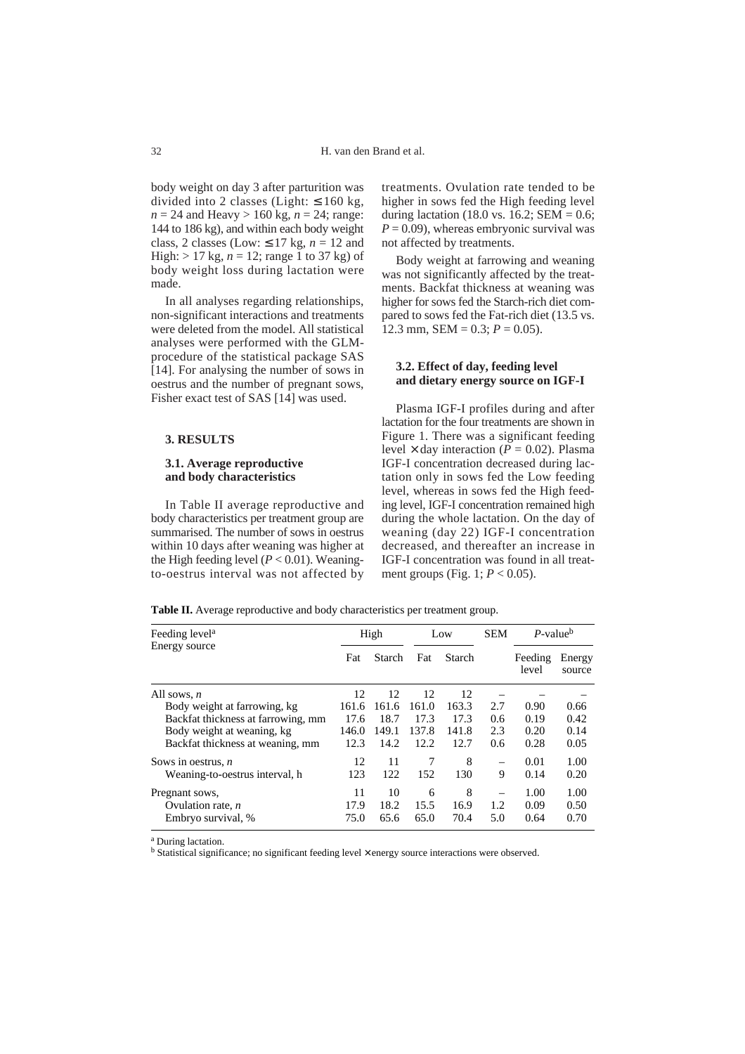body weight on day 3 after parturition was divided into 2 classes (Light: ≤ 160 kg, $n = 24$ and Heavy > 160 kg, $n = 24$; range: 144 to 186 kg), and within each body weight class, 2 classes (Low: ≤ 17 kg, $n = 12$ and High: > 17 kg, $n = 12$; range 1 to 37 kg) of body weight loss during lactation were made.

In all analyses regarding relationships, non-significant interactions and treatments were deleted from the model. All statistical analyses were performed with the GLM-procedure of the statistical package SAS [14]. For analysing the number of sows in oestrus and the number of pregnant sows, Fisher exact test of SAS [14] was used.

## 3. RESULTS

### 3.1. Average reproductive and body characteristics

In Table II average reproductive and body characteristics per treatment group are summarised. The number of sows in oestrus within 10 days after weaning was higher at the High feeding level ($P < 0.01$). Weaning-to-oestrus interval was not affected by treatments. Ovulation rate tended to be higher in sows fed the High feeding level during lactation (18.0 vs. 16.2; SEM = 0.6; $P = 0.09$), whereas embryonic survival was not affected by treatments.

Body weight at farrowing and weaning was not significantly affected by the treatments. Backfat thickness at weaning was higher for sows fed the Starch-rich diet compared to sows fed the Fat-rich diet (13.5 vs. 12.3 mm, SEM = 0.3; $P = 0.05$).

### 3.2. Effect of day, feeding level and dietary energy source on IGF-I

Plasma IGF-I profiles during and after lactation for the four treatments are shown in Figure 1. There was a significant feeding level × day interaction ($P = 0.02$). Plasma IGF-I concentration decreased during lactation only in sows fed the Low feeding level, whereas in sows fed the High feeding level, IGF-I concentration remained high during the whole lactation. On the day of weaning (day 22) IGF-I concentration decreased, and thereafter an increase in IGF-I concentration was found in all treatment groups (Fig. 1; $P < 0.05$).

**Table II.** Average reproductive and body characteristics per treatment group.

| Feeding level[a] | High | | Low | | SEM | *P*-value[b] | |
|---|---|---|---|---|---|---|---|
| Energy source | Fat | Starch | Fat | Starch | | Feeding level | Energy source |
| All sows, *n* | 12 | 12 | 12 | 12 | – | – | – |
| Body weight at farrowing, kg | 161.6 | 161.6 | 161.0 | 163.3 | 2.7 | 0.90 | 0.66 |
| Backfat thickness at farrowing, mm | 17.6 | 18.7 | 17.3 | 17.3 | 0.6 | 0.19 | 0.42 |
| Body weight at weaning, kg | 146.0 | 149.1 | 137.8 | 141.8 | 2.3 | 0.20 | 0.14 |
| Backfat thickness at weaning, mm | 12.3 | 14.2 | 12.2 | 12.7 | 0.6 | 0.28 | 0.05 |
| Sows in oestrus, *n* | 12 | 11 | 7 | 8 | – | 0.01 | 1.00 |
| Weaning-to-oestrus interval, h | 123 | 122 | 152 | 130 | 9 | 0.14 | 0.20 |
| Pregnant sows, | 11 | 10 | 6 | 8 | – | 1.00 | 1.00 |
| Ovulation rate, *n* | 17.9 | 18.2 | 15.5 | 16.9 | 1.2 | 0.09 | 0.50 |
| Embryo survival, % | 75.0 | 65.6 | 65.0 | 70.4 | 5.0 | 0.64 | 0.70 |

[a] During lactation.
[b] Statistical significance; no significant feeding level × energy source interactions were observed.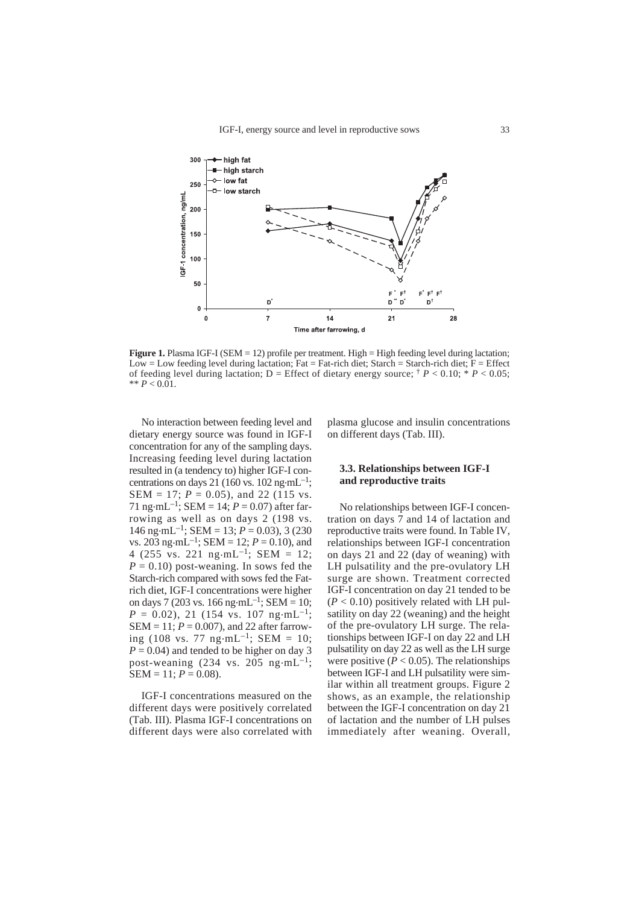**Figure 1.** Plasma IGF-I (SEM = 12) profile per treatment. High = High feeding level during lactation; Low = Low feeding level during lactation; Fat = Fat-rich diet; Starch = Starch-rich diet; F = Effect of feeding level during lactation; D = Effect of dietary energy source; † $P < 0.10$; * $P < 0.05$; ** $P < 0.01$.

No interaction between feeding level and dietary energy source was found in IGF-I concentration for any of the sampling days. Increasing feeding level during lactation resulted in (a tendency to) higher IGF-I concentrations on days 21 (160 vs. 102 ng·mL$^{-1}$; SEM = 17; $P = 0.05$), and 22 (115 vs. 71 ng·mL$^{-1}$; SEM = 14; $P = 0.07$) after farrowing as well as on days 2 (198 vs. 146 ng·mL$^{-1}$; SEM = 13; $P = 0.03$), 3 (230 vs. 203 ng·mL$^{-1}$; SEM = 12; $P = 0.10$), and 4 (255 vs. 221 ng·mL$^{-1}$; SEM = 12; $P = 0.10$) post-weaning. In sows fed the Starch-rich compared with sows fed the Fat-rich diet, IGF-I concentrations were higher on days 7 (203 vs. 166 ng·mL$^{-1}$; SEM = 10; $P = 0.02$), 21 (154 vs. 107 ng·mL$^{-1}$; SEM = 11; $P = 0.007$), and 22 after farrowing (108 vs. 77 ng·mL$^{-1}$; SEM = 10; $P = 0.04$) and tended to be higher on day 3 post-weaning (234 vs. 205 ng·mL$^{-1}$; SEM = 11; $P = 0.08$).

IGF-I concentrations measured on the different days were positively correlated (Tab. III). Plasma IGF-I concentrations on different days were also correlated with plasma glucose and insulin concentrations on different days (Tab. III).

### 3.3. Relationships between IGF-I and reproductive traits

No relationships between IGF-I concentration on days 7 and 14 of lactation and reproductive traits were found. In Table IV, relationships between IGF-I concentration on days 21 and 22 (day of weaning) with LH pulsatility and the pre-ovulatory LH surge are shown. Treatment corrected IGF-I concentration on day 21 tended to be ($P < 0.10$) positively related with LH pulsatility on day 22 (weaning) and the height of the pre-ovulatory LH surge. The relationships between IGF-I on day 22 and LH pulsatility on day 22 as well as the LH surge were positive ($P < 0.05$). The relationships between IGF-I and LH pulsatility were similar within all treatment groups. Figure 2 shows, as an example, the relationship between the IGF-I concentration on day 21 of lactation and the number of LH pulses immediately after weaning. Overall,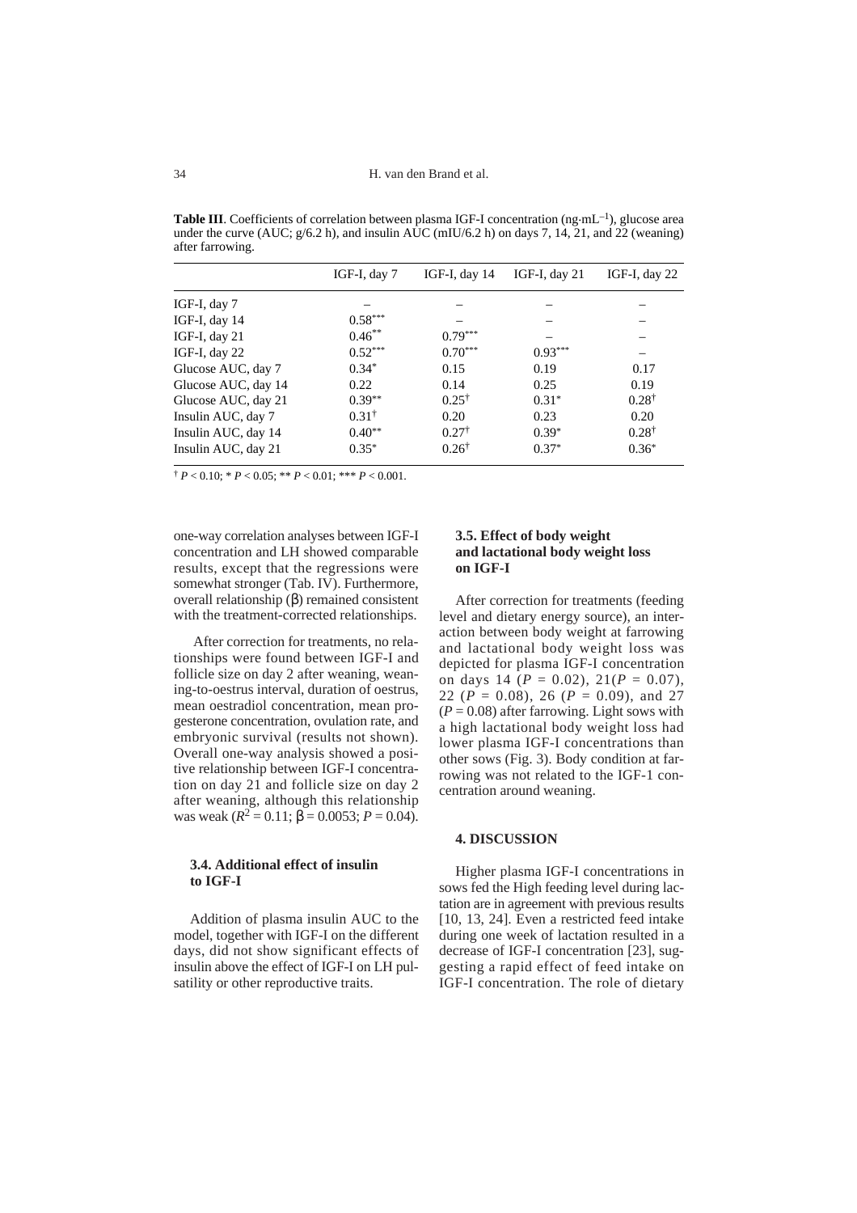**Table III**. Coefficients of correlation between plasma IGF-I concentration (ng·mL$^{-1}$), glucose area under the curve (AUC; g/6.2 h), and insulin AUC (mIU/6.2 h) on days 7, 14, 21, and 22 (weaning) after farrowing.

| | IGF-I, day 7 | IGF-I, day 14 | IGF-I, day 21 | IGF-I, day 22 |
|---|---|---|---|---|
| IGF-I, day 7 | – | – | – | – |
| IGF-I, day 14 | $0.58^{***}$ | – | – | – |
| IGF-I, day 21 | $0.46^{**}$ | $0.79^{***}$ | – | – |
| IGF-I, day 22 | $0.52^{***}$ | $0.70^{***}$ | $0.93^{***}$ | – |
| Glucose AUC, day 7 | $0.34^{*}$ | 0.15 | 0.19 | 0.17 |
| Glucose AUC, day 14 | 0.22 | 0.14 | 0.25 | 0.19 |
| Glucose AUC, day 21 | $0.39^{**}$ | $0.25^{\dagger}$ | $0.31^{*}$ | $0.28^{\dagger}$ |
| Insulin AUC, day 7 | $0.31^{\dagger}$ | 0.20 | 0.23 | 0.20 |
| Insulin AUC, day 14 | $0.40^{**}$ | $0.27^{\dagger}$ | $0.39^{*}$ | $0.28^{\dagger}$ |
| Insulin AUC, day 21 | $0.35^{*}$ | $0.26^{\dagger}$ | $0.37^{*}$ | $0.36^{*}$ |

$^{\dagger}$ $P < 0.10$; * $P < 0.05$; ** $P < 0.01$; *** $P < 0.001$.

one-way correlation analyses between IGF-I concentration and LH showed comparable results, except that the regressions were somewhat stronger (Tab. IV). Furthermore, overall relationship (β) remained consistent with the treatment-corrected relationships.

After correction for treatments, no relationships were found between IGF-I and follicle size on day 2 after weaning, weaning-to-oestrus interval, duration of oestrus, mean oestradiol concentration, mean progesterone concentration, ovulation rate, and embryonic survival (results not shown). Overall one-way analysis showed a positive relationship between IGF-I concentration on day 21 and follicle size on day 2 after weaning, although this relationship was weak ($R^2 = 0.11$; $\beta = 0.0053$; $P = 0.04$).

### 3.4. Additional effect of insulin to IGF-I

Addition of plasma insulin AUC to the model, together with IGF-I on the different days, did not show significant effects of insulin above the effect of IGF-I on LH pulsatility or other reproductive traits.

### 3.5. Effect of body weight and lactational body weight loss on IGF-I

After correction for treatments (feeding level and dietary energy source), an interaction between body weight at farrowing and lactational body weight loss was depicted for plasma IGF-I concentration on days 14 ($P = 0.02$), 21($P = 0.07$), 22 ($P = 0.08$), 26 ($P = 0.09$), and 27 ($P = 0.08$) after farrowing. Light sows with a high lactational body weight loss had lower plasma IGF-I concentrations than other sows (Fig. 3). Body condition at farrowing was not related to the IGF-1 concentration around weaning.

## 4. DISCUSSION

Higher plasma IGF-I concentrations in sows fed the High feeding level during lactation are in agreement with previous results [10, 13, 24]. Even a restricted feed intake during one week of lactation resulted in a decrease of IGF-I concentration [23], suggesting a rapid effect of feed intake on IGF-I concentration. The role of dietary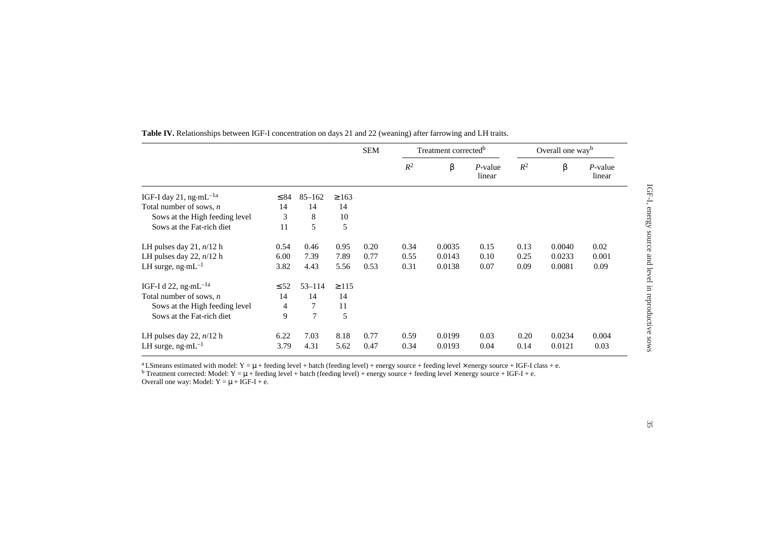**Table IV.** Relationships between IGF-I concentration on days 21 and 22 (weaning) after farrowing and LH traits.

| | | | | SEM | Treatment corrected[b] | | | Overall one way[b] | | |
|---|---|---|---|---|---|---|---|---|---|---|
| | | | | | $R^2$ | β | *P*-value linear | $R^2$ | β | *P*-value linear |
| IGF-I day 21, ng·mL$^{-1}$[a] | ≤ 84 | 85–162 | ≥ 163 | | | | | | | |
| Total number of sows, *n* | 14 | 14 | 14 | | | | | | | |
| Sows at the High feeding level | 3 | 8 | 10 | | | | | | | |
| Sows at the Fat-rich diet | 11 | 5 | 5 | | | | | | | |
| LH pulses day 21, *n*/12 h | 0.54 | 0.46 | 0.95 | 0.20 | 0.34 | 0.0035 | 0.15 | 0.13 | 0.0040 | 0.02 |
| LH pulses day 22, *n*/12 h | 6.00 | 7.39 | 7.89 | 0.77 | 0.55 | 0.0143 | 0.10 | 0.25 | 0.0233 | 0.001 |
| LH surge, ng·mL$^{-1}$ | 3.82 | 4.43 | 5.56 | 0.53 | 0.31 | 0.0138 | 0.07 | 0.09 | 0.0081 | 0.09 |
| IGF-I d 22, ng·mL$^{-1}$[a] | ≤ 52 | 53–114 | ≥ 115 | | | | | | | |
| Total number of sows, *n* | 14 | 14 | 14 | | | | | | | |
| Sows at the High feeding level | 4 | 7 | 11 | | | | | | | |
| Sows at the Fat-rich diet | 9 | 7 | 5 | | | | | | | |
| LH pulses day 22, *n*/12 h | 6.22 | 7.03 | 8.18 | 0.77 | 0.59 | 0.0199 | 0.03 | 0.20 | 0.0234 | 0.004 |
| LH surge, ng·mL$^{-1}$ | 3.79 | 4.31 | 5.62 | 0.47 | 0.34 | 0.0193 | 0.04 | 0.14 | 0.0121 | 0.03 |

[a] LSmeans estimated with model: Y = μ + feeding level + batch (feeding level) + energy source + feeding level × energy source + IGF-I class + e.

[b] Treatment corrected: Model: Y = μ + feeding level + batch (feeding level) + energy source + feeding level × energy source + IGF-I + e.

Overall one way: Model: Y = μ + IGF-I + e.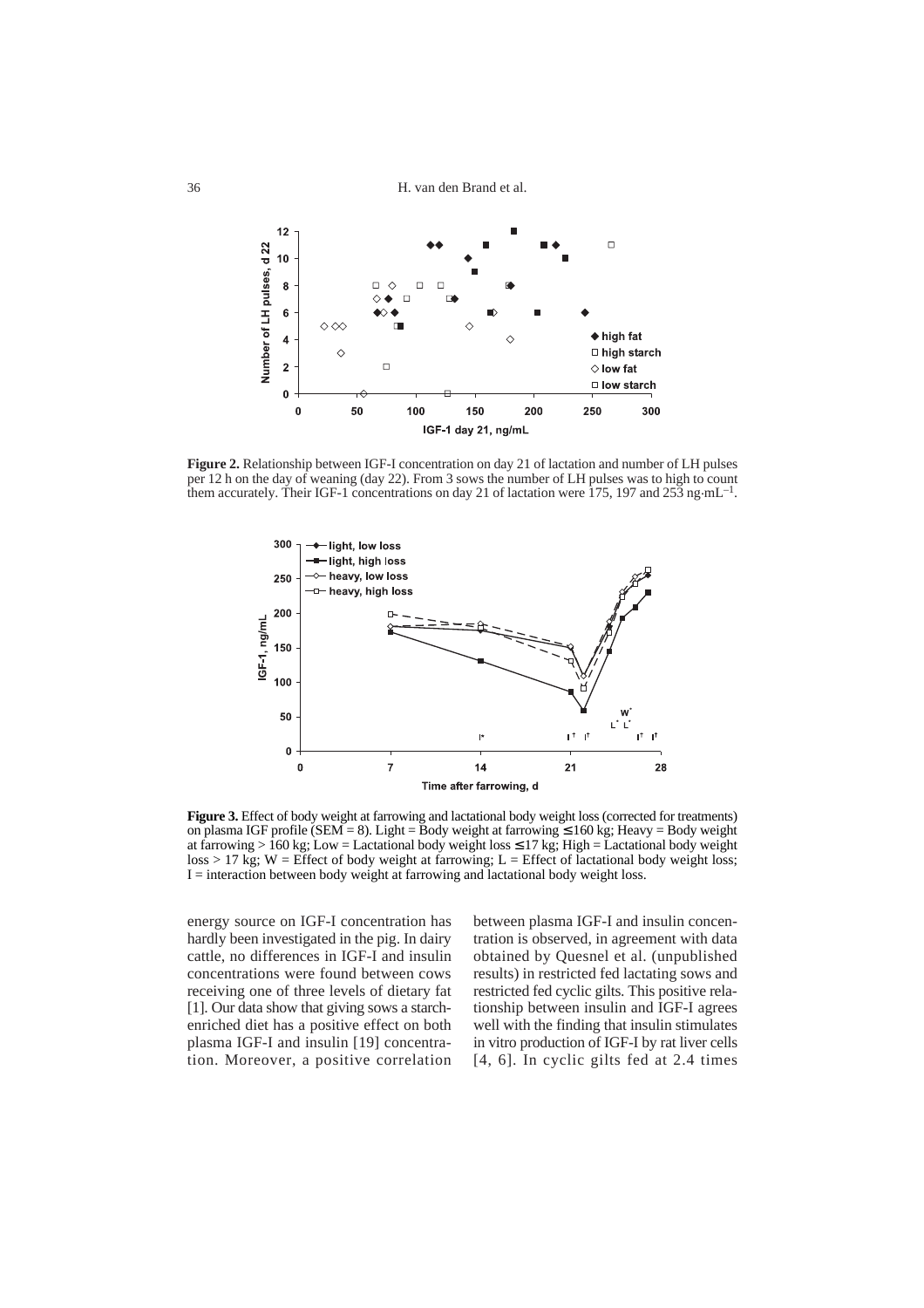**Figure 2.** Relationship between IGF-I concentration on day 21 of lactation and number of LH pulses per 12 h on the day of weaning (day 22). From 3 sows the number of LH pulses was to high to count them accurately. Their IGF-1 concentrations on day 21 of lactation were 175, 197 and 253 ng·mL$^{-1}$.

**Figure 3.** Effect of body weight at farrowing and lactational body weight loss (corrected for treatments) on plasma IGF profile (SEM = 8). Light = Body weight at farrowing ≤ 160 kg; Heavy = Body weight at farrowing > 160 kg; Low = Lactational body weight loss ≤ 17 kg; High = Lactational body weight loss > 17 kg; W = Effect of body weight at farrowing; L = Effect of lactational body weight loss; I = interaction between body weight at farrowing and lactational body weight loss.

energy source on IGF-I concentration has hardly been investigated in the pig. In dairy cattle, no differences in IGF-I and insulin concentrations were found between cows receiving one of three levels of dietary fat [1]. Our data show that giving sows a starch-enriched diet has a positive effect on both plasma IGF-I and insulin [19] concentration. Moreover, a positive correlation between plasma IGF-I and insulin concentration is observed, in agreement with data obtained by Quesnel et al. (unpublished results) in restricted fed lactating sows and restricted fed cyclic gilts. This positive relationship between insulin and IGF-I agrees well with the finding that insulin stimulates in vitro production of IGF-I by rat liver cells [4, 6]. In cyclic gilts fed at 2.4 times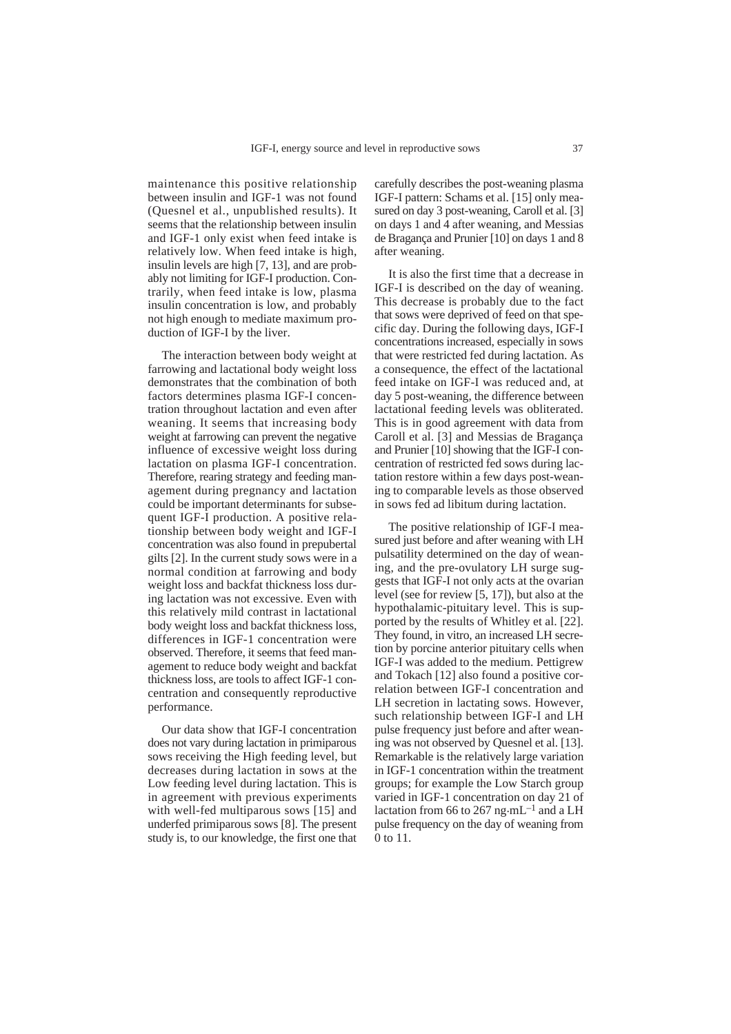maintenance this positive relationship between insulin and IGF-1 was not found (Quesnel et al., unpublished results). It seems that the relationship between insulin and IGF-1 only exist when feed intake is relatively low. When feed intake is high, insulin levels are high [7, 13], and are probably not limiting for IGF-I production. Contrarily, when feed intake is low, plasma insulin concentration is low, and probably not high enough to mediate maximum production of IGF-I by the liver.

The interaction between body weight at farrowing and lactational body weight loss demonstrates that the combination of both factors determines plasma IGF-I concentration throughout lactation and even after weaning. It seems that increasing body weight at farrowing can prevent the negative influence of excessive weight loss during lactation on plasma IGF-I concentration. Therefore, rearing strategy and feeding management during pregnancy and lactation could be important determinants for subsequent IGF-I production. A positive relationship between body weight and IGF-I concentration was also found in prepubertal gilts [2]. In the current study sows were in a normal condition at farrowing and body weight loss and backfat thickness loss during lactation was not excessive. Even with this relatively mild contrast in lactational body weight loss and backfat thickness loss, differences in IGF-1 concentration were observed. Therefore, it seems that feed management to reduce body weight and backfat thickness loss, are tools to affect IGF-1 concentration and consequently reproductive performance.

Our data show that IGF-I concentration does not vary during lactation in primiparous sows receiving the High feeding level, but decreases during lactation in sows at the Low feeding level during lactation. This is in agreement with previous experiments with well-fed multiparous sows [15] and underfed primiparous sows [8]. The present study is, to our knowledge, the first one that carefully describes the post-weaning plasma IGF-I pattern: Schams et al. [15] only measured on day 3 post-weaning, Caroll et al. [3] on days 1 and 4 after weaning, and Messias de Bragança and Prunier [10] on days 1 and 8 after weaning.

It is also the first time that a decrease in IGF-I is described on the day of weaning. This decrease is probably due to the fact that sows were deprived of feed on that specific day. During the following days, IGF-I concentrations increased, especially in sows that were restricted fed during lactation. As a consequence, the effect of the lactational feed intake on IGF-I was reduced and, at day 5 post-weaning, the difference between lactational feeding levels was obliterated. This is in good agreement with data from Caroll et al. [3] and Messias de Bragança and Prunier [10] showing that the IGF-I concentration of restricted fed sows during lactation restore within a few days post-weaning to comparable levels as those observed in sows fed ad libitum during lactation.

The positive relationship of IGF-I measured just before and after weaning with LH pulsatility determined on the day of weaning, and the pre-ovulatory LH surge suggests that IGF-I not only acts at the ovarian level (see for review [5, 17]), but also at the hypothalamic-pituitary level. This is supported by the results of Whitley et al. [22]. They found, in vitro, an increased LH secretion by porcine anterior pituitary cells when IGF-I was added to the medium. Pettigrew and Tokach [12] also found a positive correlation between IGF-I concentration and LH secretion in lactating sows. However, such relationship between IGF-I and LH pulse frequency just before and after weaning was not observed by Quesnel et al. [13]. Remarkable is the relatively large variation in IGF-1 concentration within the treatment groups; for example the Low Starch group varied in IGF-1 concentration on day 21 of lactation from 66 to 267 $ng \cdot mL^{-1}$ and a LH pulse frequency on the day of weaning from 0 to 11.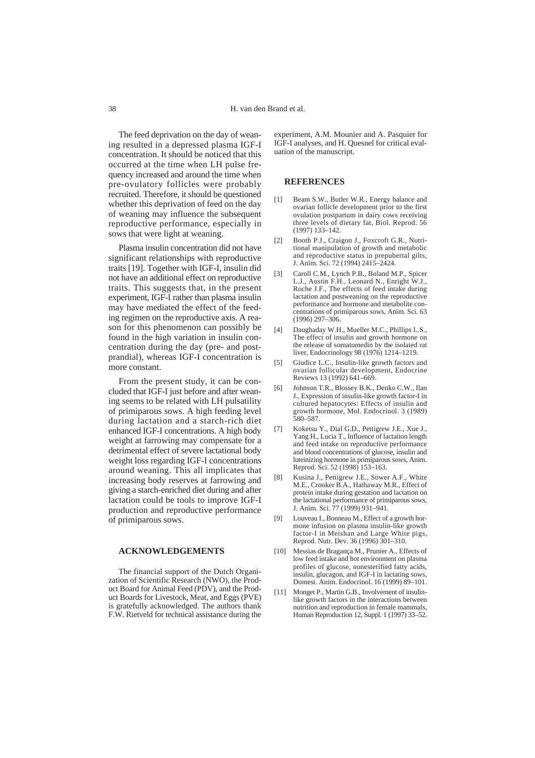The feed deprivation on the day of weaning resulted in a depressed plasma IGF-I concentration. It should be noticed that this occurred at the time when LH pulse frequency increased and around the time when pre-ovulatory follicles were probably recruited. Therefore, it should be questioned whether this deprivation of feed on the day of weaning may influence the subsequent reproductive performance, especially in sows that were light at weaning.

Plasma insulin concentration did not have significant relationships with reproductive traits [19]. Together with IGF-I, insulin did not have an additional effect on reproductive traits. This suggests that, in the present experiment, IGF-I rather than plasma insulin may have mediated the effect of the feeding regimen on the reproductive axis. A reason for this phenomenon can possibly be found in the high variation in insulin concentration during the day (pre- and postprandial), whereas IGF-I concentration is more constant.

From the present study, it can be concluded that IGF-I just before and after weaning seems to be related with LH pulsatility of primiparous sows. A high feeding level during lactation and a starch-rich diet enhanced IGF-I concentrations. A high body weight at farrowing may compensate for a detrimental effect of severe lactational body weight loss regarding IGF-I concentrations around weaning. This all implicates that increasing body reserves at farrowing and giving a starch-enriched diet during and after lactation could be tools to improve IGF-I production and reproductive performance of primiparous sows.

## ACKNOWLEDGEMENTS

The financial support of the Dutch Organization of Scientific Research (NWO), the Product Board for Animal Feed (PDV), and the Product Boards for Livestock, Meat, and Eggs (PVE) is gratefully acknowledged. The authors thank F.W. Rietveld for technical assistance during the experiment, A.M. Mounier and A. Pasquier for IGF-I analyses, and H. Quesnel for critical evaluation of the manuscript.

## REFERENCES

[1] Beam S.W., Butler W.R., Energy balance and ovarian follicle development prior to the first ovulation postpartum in dairy cows receiving three levels of dietary fat, Biol. Reprod. 56 (1997) 133–142.

[2] Booth P.J., Craigon J., Foxcroft G.R., Nutritional manipulation of growth and metabolic and reproductive status in prepubertal gilts, J. Anim. Sci. 72 (1994) 2415–2424.

[3] Caroll C.M., Lynch P.B., Boland M.P., Spicer L.J., Austin F.H., Leonard N., Enright W.J., Roche J.F., The effects of feed intake during lactation and postweaning on the reproductive performance and hormone and metabolite concentrations of primiparous sows, Anim. Sci. 63 (1996) 297–306.

[4] Daughaday W.H., Mueller M.C., Phillips L.S., The effect of insulin and growth hormone on the release of somatomedin by the isolated rat liver, Endocrinology 98 (1976) 1214–1219.

[5] Giudice L.C., Insulin-like growth factors and ovarian follicular development, Endocrine Reviews 13 (1992) 641–669.

[6] Johnson T.R., Blossey B.K., Denko C.W., Ilan J., Expression of insulin-like growth factor-I in cultured hepatocytes: Effects of insulin and growth hormone, Mol. Endocrinol. 3 (1989) 580–587.

[7] Koketsu Y., Dial G.D., Pettigrew J.E., Xue J., Yang H., Lucia T., Influence of lactation length and feed intake on reproductive performance and blood concentrations of glucose, insulin and luteinizing hormone in primiparous sows, Anim. Reprod. Sci. 52 (1998) 153–163.

[8] Kusina J., Pettigrew J.E., Sower A.F., White M.E., Crooker B.A., Hathaway M.R., Effect of protein intake during gestation and lactation on the lactational performance of primiparous sows, J. Anim. Sci. 77 (1999) 931–941.

[9] Louveau I., Bonneau M., Effect of a growth hormone infusion on plasma insulin-like growth factor-I in Meishan and Large White pigs, Reprod. Nutr. Dev. 36 (1996) 301–310.

[10] Messias de Bragança M., Prunier A., Effects of low feed intake and hot environment on plasma profiles of glucose, nonesterified fatty acids, insulin, glucagon, and IGF-I in lactating sows, Domest. Anim. Endocrinol. 16 (1999) 89–101.

[11] Monget P., Martin G.B., Involvement of insulin-like growth factors in the interactions between nutrition and reproduction in female mammals, Human Reproduction 12, Suppl. 1 (1997) 33–52.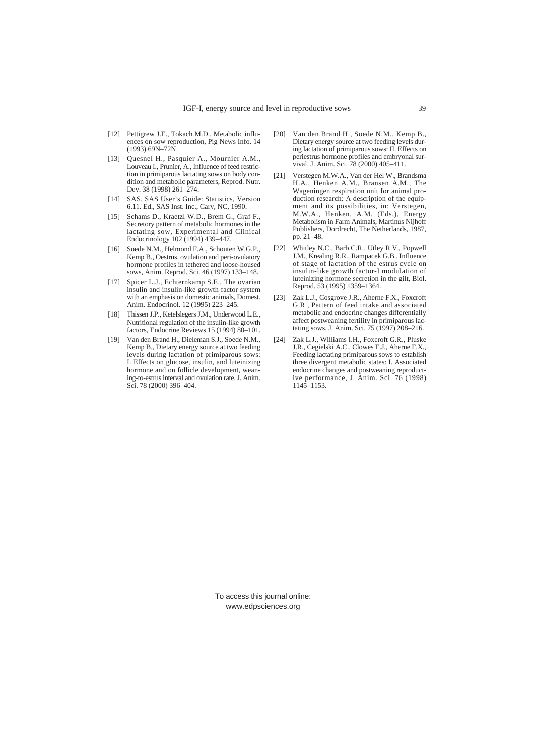[12] Pettigrew J.E., Tokach M.D., Metabolic influences on sow reproduction, Pig News Info. 14 (1993) 69N–72N.

[13] Quesnel H., Pasquier A., Mournier A.M., Louveau I., Prunier, A., Influence of feed restriction in primiparous lactating sows on body condition and metabolic parameters, Reprod. Nutr. Dev. 38 (1998) 261–274.

[14] SAS, SAS User's Guide: Statistics, Version 6.11. Ed., SAS Inst. Inc., Cary, NC, 1990.

[15] Schams D., Kraetzl W.D., Brem G., Graf F., Secretory pattern of metabolic hormones in the lactating sow, Experimental and Clinical Endocrinology 102 (1994) 439–447.

[16] Soede N.M., Helmond F.A., Schouten W.G.P., Kemp B., Oestrus, ovulation and peri-ovulatory hormone profiles in tethered and loose-housed sows, Anim. Reprod. Sci. 46 (1997) 133–148.

[17] Spicer L.J., Echternkamp S.E., The ovarian insulin and insulin-like growth factor system with an emphasis on domestic animals, Domest. Anim. Endocrinol. 12 (1995) 223–245.

[18] Thissen J.P., Ketelslegers J.M., Underwood L.E., Nutritional regulation of the insulin-like growth factors, Endocrine Reviews 15 (1994) 80–101.

[19] Van den Brand H., Dieleman S.J., Soede N.M., Kemp B., Dietary energy source at two feeding levels during lactation of primiparous sows: I. Effects on glucose, insulin, and luteinizing hormone and on follicle development, weaning-to-estrus interval and ovulation rate, J. Anim. Sci. 78 (2000) 396–404.

[20] Van den Brand H., Soede N.M., Kemp B., Dietary energy source at two feeding levels during lactation of primiparous sows: II. Effects on periestrus hormone profiles and embryonal survival, J. Anim. Sci. 78 (2000) 405–411.

[21] Verstegen M.W.A., Van der Hel W., Brandsma H.A., Henken A.M., Bransen A.M., The Wageningen respiration unit for animal production research: A description of the equipment and its possibilities, in: Verstegen, M.W.A., Henken, A.M. (Eds.), Energy Metabolism in Farm Animals, Martinus Nijhoff Publishers, Dordrecht, The Netherlands, 1987, pp. 21–48.

[22] Whitley N.C., Barb C.R., Utley R.V., Popwell J.M., Krealing R.R., Rampacek G.B., Influence of stage of lactation of the estrus cycle on insulin-like growth factor-I modulation of luteinizing hormone secretion in the gilt, Biol. Reprod. 53 (1995) 1359–1364.

[23] Zak L.J., Cosgrove J.R., Aherne F.X., Foxcroft G.R., Pattern of feed intake and associated metabolic and endocrine changes differentially affect postweaning fertility in primiparous lactating sows, J. Anim. Sci. 75 (1997) 208–216.

[24] Zak L.J., Williams I.H., Foxcroft G.R., Pluske J.R., Cegielski A.C., Clowes E.J., Aherne F.X., Feeding lactating primiparous sows to establish three divergent metabolic states: I. Associated endocrine changes and postweaning reproductive performance, J. Anim. Sci. 76 (1998) 1145–1153.

To access this journal online:
www.edpsciences.org